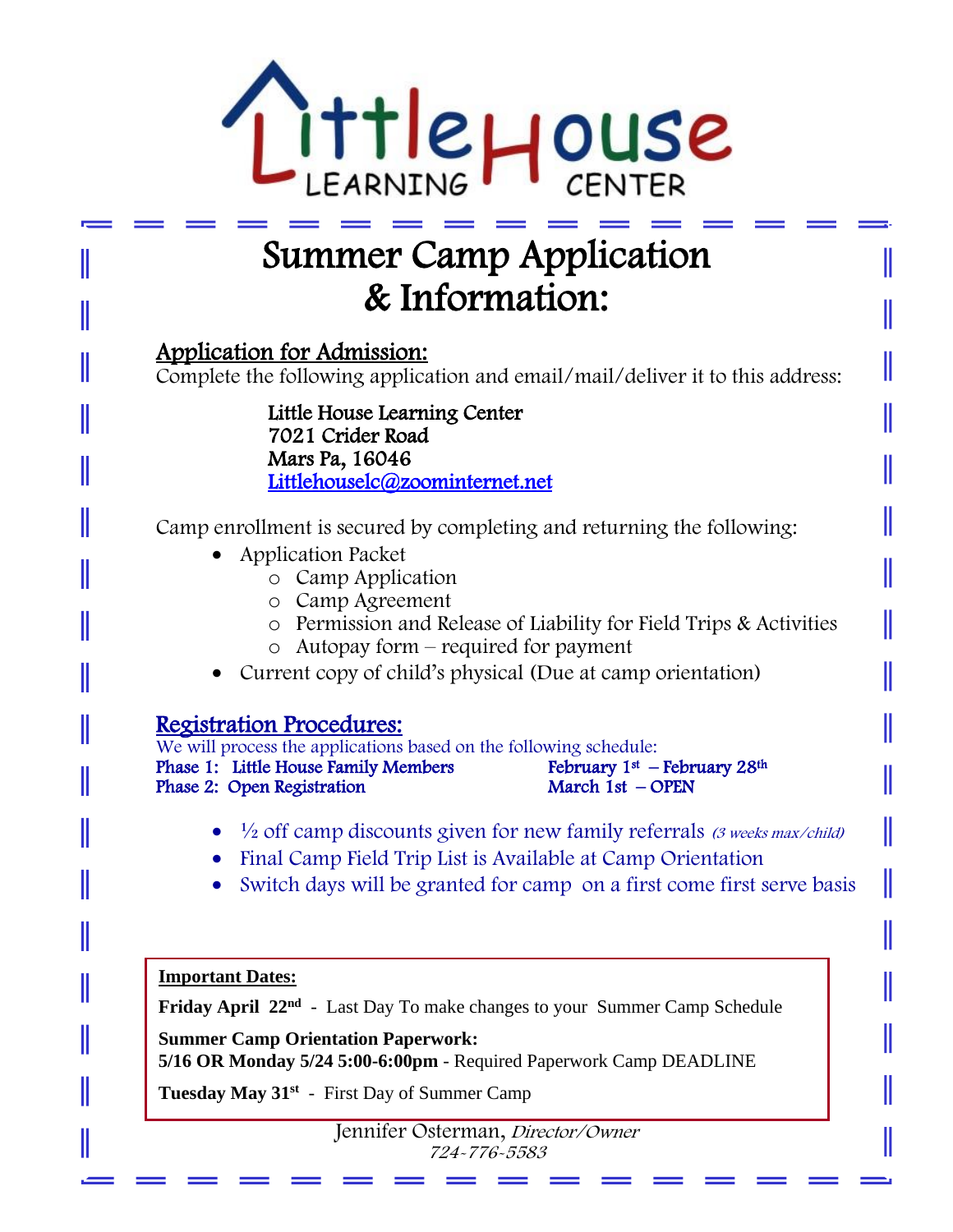Little House LEARNING CENTER

# Summer Camp Application & Information:

## Application for Admission:

Complete the following application and email/mail/deliver it to this address:

Little House Learning Center
7021 Crider Road
Mars Pa, 16046
Littlehouselc@zoominternet.net

Camp enrollment is secured by completing and returning the following:

- Application Packet
  - Camp Application
  - Camp Agreement
  - Permission and Release of Liability for Field Trips & Activities
  - Autopay form – required for payment
- Current copy of child's physical (Due at camp orientation)

## Registration Procedures:

We will process the applications based on the following schedule:

**Phase 1: Little House Family Members** — **February 1st – February 28th**
**Phase 2: Open Registration** — **March 1st – OPEN**

- ½ off camp discounts given for new family referrals *(3 weeks max/child)*
- Final Camp Field Trip List is Available at Camp Orientation
- Switch days will be granted for camp on a first come first serve basis

**Important Dates:**

**Friday April 22nd** - Last Day To make changes to your Summer Camp Schedule

**Summer Camp Orientation Paperwork:**
**5/16 OR Monday 5/24 5:00-6:00pm** - Required Paperwork Camp DEADLINE

**Tuesday May 31st** - First Day of Summer Camp

Jennifer Osterman, *Director/Owner*
*724-776-5583*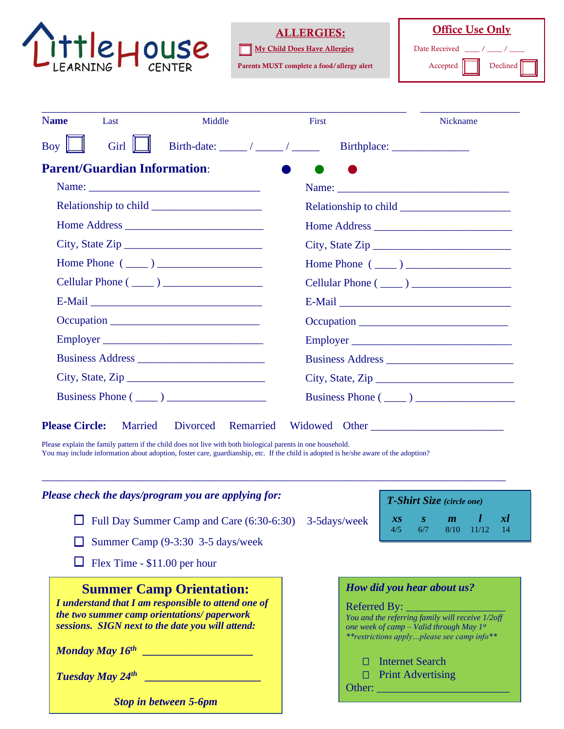# LittleHouse LEARNING CENTER

**ALLERGIES:**

☐ My Child Does Have Allergies

Parents MUST complete a food/allergy alert

**Office Use Only**

Date Received ____ / ____ / ____

Accepted ☐ Declined ☐

______________________________________________________________ _________________

**Name** Last Middle First Nickname

Boy ☐ Girl ☐ Birth-date: _____ / _____ / _____ Birthplace: ______________

## Parent/Guardian Information:

Name: ______________________________

Relationship to child ___________________

Home Address ________________________

City, State Zip ________________________

Home Phone ( ____ ) __________________

Cellular Phone ( ____ ) __________________

E-Mail ______________________________

Occupation ___________________________

Employer ____________________________

Business Address ______________________

City, State, Zip ________________________

Business Phone ( ____ ) _________________

Name: ______________________________

Relationship to child ___________________

Home Address ________________________

City, State Zip ________________________

Home Phone ( ____ ) __________________

Cellular Phone ( ____ ) __________________

E-Mail ______________________________

Occupation ___________________________

Employer ____________________________

Business Address ______________________

City, State, Zip ________________________

Business Phone ( ____ ) _________________

**Please Circle:** Married Divorced Remarried Widowed Other _______________________

Please explain the family pattern if the child does not live with both biological parents in one household.
You may include information about adoption, foster care, guardianship, etc. If the child is adopted is he/she aware of the adoption?

___________________________________________________________________________

*Please check the days/program you are applying for:*

☐ Full Day Summer Camp and Care (6:30-6:30) 3-5days/week

☐ Summer Camp (9-3:30 3-5 days/week

☐ Flex Time - $11.00 per hour

***T-Shirt Size*** *(circle one)*

| *xs* | *s* | *m* | *l* | *xl* |
|---|---|---|---|---|
| 4/5 | 6/7 | 8/10 | 11/12 | 14 |

## Summer Camp Orientation:

***I understand that I am responsible to attend one of the two summer camp orientations/ paperwork sessions. SIGN next to the date you will attend:***

***Monday May 16th*** ___________________

***Tuesday May 24th*** ____________________

***Stop in between 5-6pm***

***How did you hear about us?***

Referred By: _________________

*You and the referring family will receive 1/2off one week of camp – Valid through May 1st*
*\*\*restrictions apply…please see camp info\*\**

☐ Internet Search

☐ Print Advertising

Other: ______________________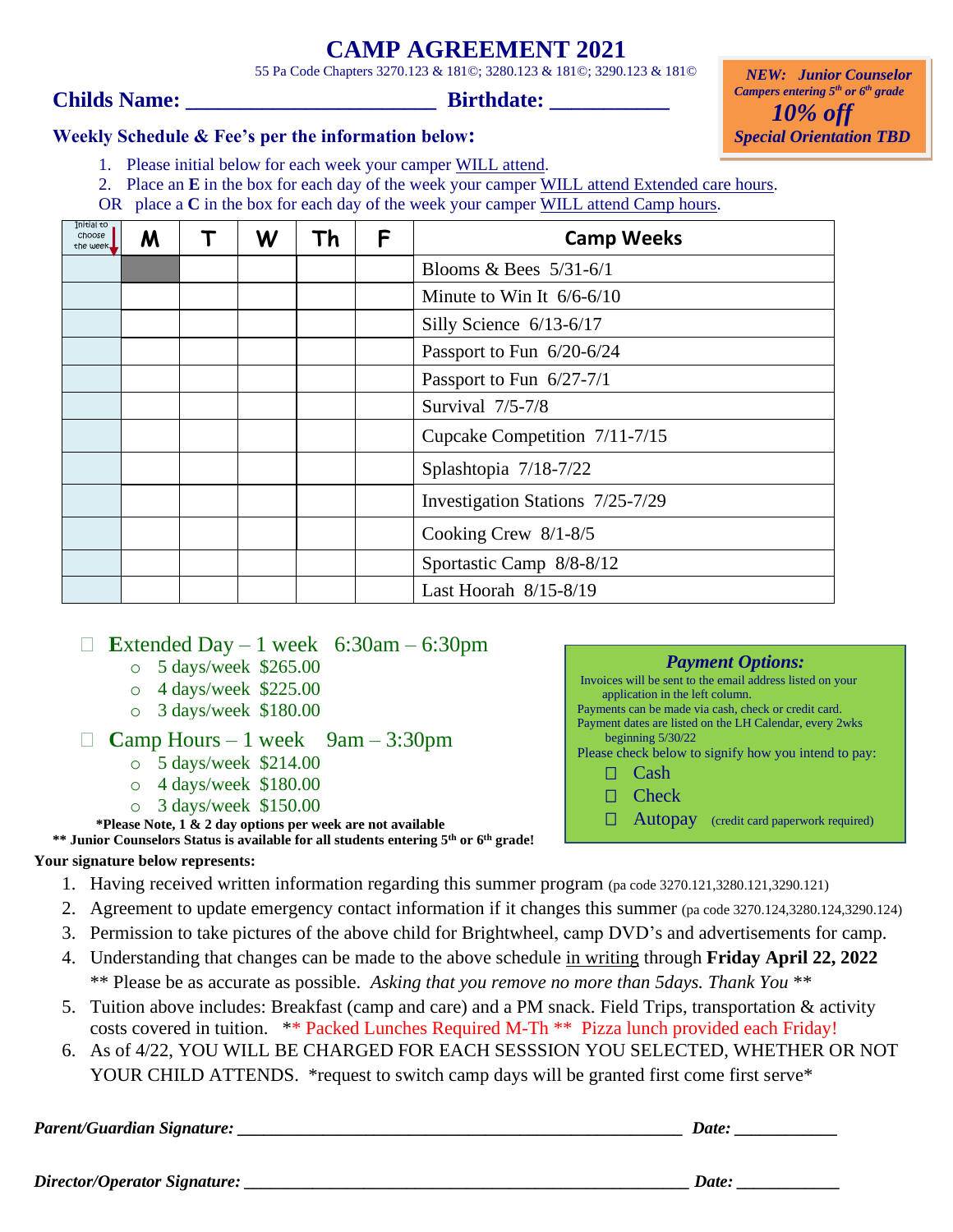# CAMP AGREEMENT 2021

55 Pa Code Chapters 3270.123 & 181©; 3280.123 & 181©; 3290.123 & 181©

**NEW: Junior Counselor**
*Campers entering 5th or 6th grade*
**10% off**
*Special Orientation TBD*

**Childs Name: ______________________ Birthdate: __________**

**Weekly Schedule & Fee's per the information below:**

1. Please initial below for each week your camper WILL attend.
2. Place an **E** in the box for each day of the week your camper WILL attend Extended care hours.

OR place a **C** in the box for each day of the week your camper WILL attend Camp hours.

| Initial to choose the week | M | T | W | Th | F | Camp Weeks |
|---|---|---|---|---|---|---|
| | | | | | | Blooms & Bees 5/31-6/1 |
| | | | | | | Minute to Win It 6/6-6/10 |
| | | | | | | Silly Science 6/13-6/17 |
| | | | | | | Passport to Fun 6/20-6/24 |
| | | | | | | Passport to Fun 6/27-7/1 |
| | | | | | | Survival 7/5-7/8 |
| | | | | | | Cupcake Competition 7/11-7/15 |
| | | | | | | Splashtopia 7/18-7/22 |
| | | | | | | Investigation Stations 7/25-7/29 |
| | | | | | | Cooking Crew 8/1-8/5 |
| | | | | | | Sportastic Camp 8/8-8/12 |
| | | | | | | Last Hoorah 8/15-8/19 |

☐ **E**xtended Day – 1 week 6:30am – 6:30pm
- 5 days/week $265.00
- 4 days/week $225.00
- 3 days/week $180.00

☐ **C**amp Hours – 1 week 9am – 3:30pm
- 5 days/week $214.00
- 4 days/week $180.00
- 3 days/week $150.00

**\*Please Note, 1 & 2 day options per week are not available**
**\*\* Junior Counselors Status is available for all students entering 5th or 6th grade!**

***Payment Options:***

Invoices will be sent to the email address listed on your application in the left column.
Payments can be made via cash, check or credit card.
Payment dates are listed on the LH Calendar, every 2wks beginning 5/30/22
Please check below to signify how you intend to pay:

- ☐ Cash
- ☐ Check
- ☐ Autopay (credit card paperwork required)

**Your signature below represents:**

1. Having received written information regarding this summer program (pa code 3270.121,3280.121,3290.121)
2. Agreement to update emergency contact information if it changes this summer (pa code 3270.124,3280.124,3290.124)
3. Permission to take pictures of the above child for Brightwheel, camp DVD's and advertisements for camp.
4. Understanding that changes can be made to the above schedule in writing through **Friday April 22, 2022** \*\* Please be as accurate as possible. *Asking that you remove no more than 5days. Thank You* \*\*
5. Tuition above includes: Breakfast (camp and care) and a PM snack. Field Trips, transportation & activity costs covered in tuition. \*\* Packed Lunches Required M-Th \*\* Pizza lunch provided each Friday!
6. As of 4/22, YOU WILL BE CHARGED FOR EACH SESSSION YOU SELECTED, WHETHER OR NOT YOUR CHILD ATTENDS. \*request to switch camp days will be granted first come first serve\*

***Parent/Guardian Signature:*** ________________________________________________ ***Date:*** ___________

***Director/Operator Signature:*** ______________________________________________ ***Date:*** ___________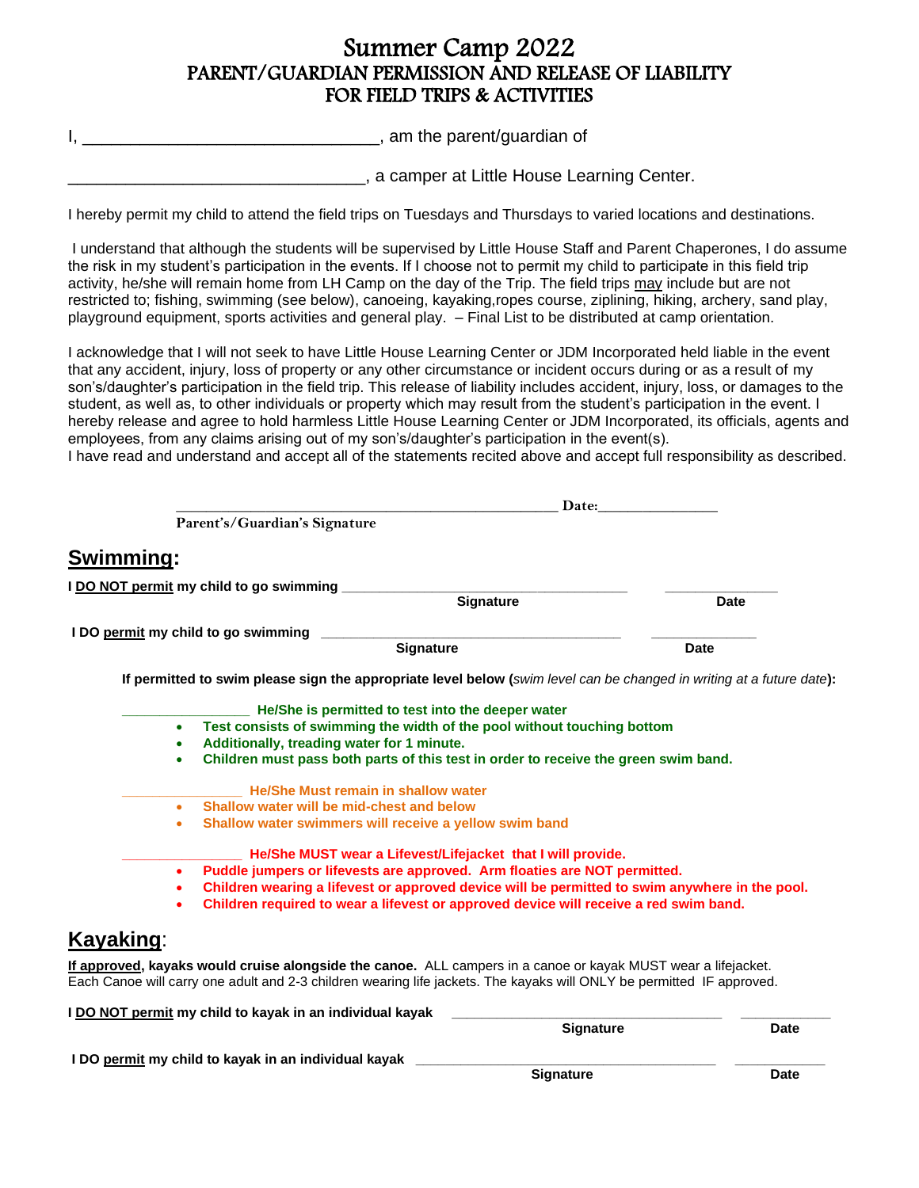# Summer Camp 2022

## PARENT/GUARDIAN PERMISSION AND RELEASE OF LIABILITY FOR FIELD TRIPS & ACTIVITIES

I, ________________________________, am the parent/guardian of

________________________________, a camper at Little House Learning Center.

I hereby permit my child to attend the field trips on Tuesdays and Thursdays to varied locations and destinations.

I understand that although the students will be supervised by Little House Staff and Parent Chaperones, I do assume the risk in my student's participation in the events. If I choose not to permit my child to participate in this field trip activity, he/she will remain home from LH Camp on the day of the Trip. The field trips may include but are not restricted to; fishing, swimming (see below), canoeing, kayaking,ropes course, ziplining, hiking, archery, sand play, playground equipment, sports activities and general play. – Final List to be distributed at camp orientation.

I acknowledge that I will not seek to have Little House Learning Center or JDM Incorporated held liable in the event that any accident, injury, loss of property or any other circumstance or incident occurs during or as a result of my son's/daughter's participation in the field trip. This release of liability includes accident, injury, loss, or damages to the student, as well as, to other individuals or property which may result from the student's participation in the event. I hereby release and agree to hold harmless Little House Learning Center or JDM Incorporated, its officials, agents and employees, from any claims arising out of my son's/daughter's participation in the event(s).
I have read and understand and accept all of the statements recited above and accept full responsibility as described.

__________________________________________________ Date:_______________
Parent's/Guardian's Signature

## Swimming:

**I DO NOT permit my child to go swimming** ______________________________________ _______________
Signature Date

**I DO permit my child to go swimming** ______________________________________ _______________
Signature Date

**If permitted to swim please sign the appropriate level below (*swim level can be changed in writing at a future date*):**

_________________ **He/She is permitted to test into the deeper water**

- **Test consists of swimming the width of the pool without touching bottom**
- **Additionally, treading water for 1 minute.**
- **Children must pass both parts of this test in order to receive the green swim band.**

________________ **He/She Must remain in shallow water**

- **Shallow water will be mid-chest and below**
- **Shallow water swimmers will receive a yellow swim band**

________________ **He/She MUST wear a Lifevest/Lifejacket that I will provide.**

- **Puddle jumpers or lifevests are approved. Arm floaties are NOT permitted.**
- **Children wearing a lifevest or approved device will be permitted to swim anywhere in the pool.**
- **Children required to wear a lifevest or approved device will receive a red swim band.**

## Kayaking:

**If approved, kayaks would cruise alongside the canoe.** ALL campers in a canoe or kayak MUST wear a lifejacket. Each Canoe will carry one adult and 2-3 children wearing life jackets. The kayaks will ONLY be permitted IF approved.

**I DO NOT permit my child to kayak in an individual kayak** ____________________________________ ____________
Signature Date

**I DO permit my child to kayak in an individual kayak** ________________________________________ ____________
Signature Date